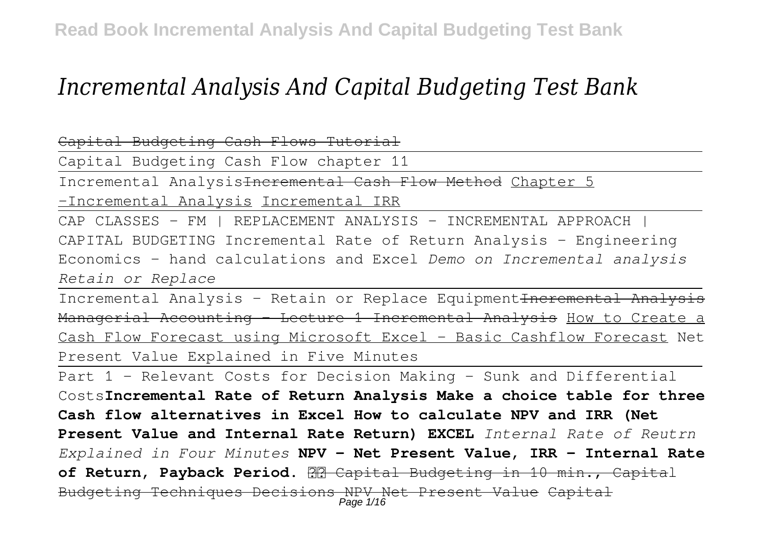# *Incremental Analysis And Capital Budgeting Test Bank*

~~Capital Budgeting Cash Flows Tutorial~~

Capital Budgeting Cash Flow chapter 11

Incremental Analysis~~Incremental Cash Flow Method~~ Chapter 5 -Incremental Analysis Incremental IRR

CAP CLASSES - FM | REPLACEMENT ANALYSIS - INCREMENTAL APPROACH | CAPITAL BUDGETING Incremental Rate of Return Analysis - Engineering Economics - hand calculations and Excel *Demo on Incremental analysis Retain or Replace*

Incremental Analysis - Retain or Replace Equipment~~Incremental Analysis Managerial Accounting - Lecture 1 Incremental Analysis~~ How to Create a Cash Flow Forecast using Microsoft Excel - Basic Cashflow Forecast Net Present Value Explained in Five Minutes

Part 1 - Relevant Costs for Decision Making - Sunk and Differential Costs**Incremental Rate of Return Analysis Make a choice table for three Cash flow alternatives in Excel How to calculate NPV and IRR (Net Present Value and Internal Rate Return) EXCEL** *Internal Rate of Reutrn Explained in Four Minutes* **NPV - Net Present Value, IRR - Internal Rate of Return, Payback Period.** ~~Capital Budgeting in 10 min., Capital Budgeting Techniques Decisions NPV Net Present Value Capital~~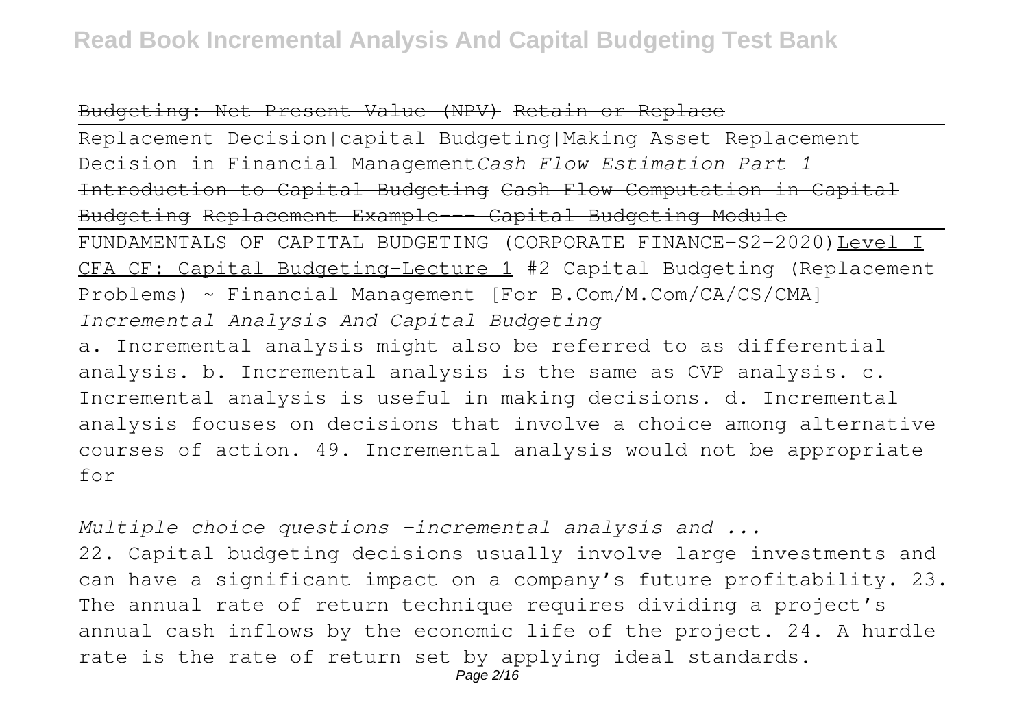~~Budgeting: Net Present Value (NPV)~~ ~~Retain or Replace~~

Replacement Decision|capital Budgeting|Making Asset Replacement Decision in Financial Management*Cash Flow Estimation Part 1*

~~Introduction to Capital Budgeting~~ ~~Cash Flow Computation in Capital Budgeting~~ ~~Replacement Example--- Capital Budgeting Module~~

FUNDAMENTALS OF CAPITAL BUDGETING (CORPORATE FINANCE-S2-2020) Level I CFA CF: Capital Budgeting-Lecture 1 ~~#2 Capital Budgeting (Replacement Problems) ~ Financial Management [For B.Com/M.Com/CA/CS/CMA]~~

*Incremental Analysis And Capital Budgeting*

a. Incremental analysis might also be referred to as differential analysis. b. Incremental analysis is the same as CVP analysis. c. Incremental analysis is useful in making decisions. d. Incremental analysis focuses on decisions that involve a choice among alternative courses of action. 49. Incremental analysis would not be appropriate for

*Multiple choice questions -incremental analysis and ...*

22. Capital budgeting decisions usually involve large investments and can have a significant impact on a company's future profitability. 23. The annual rate of return technique requires dividing a project's annual cash inflows by the economic life of the project. 24. A hurdle rate is the rate of return set by applying ideal standards.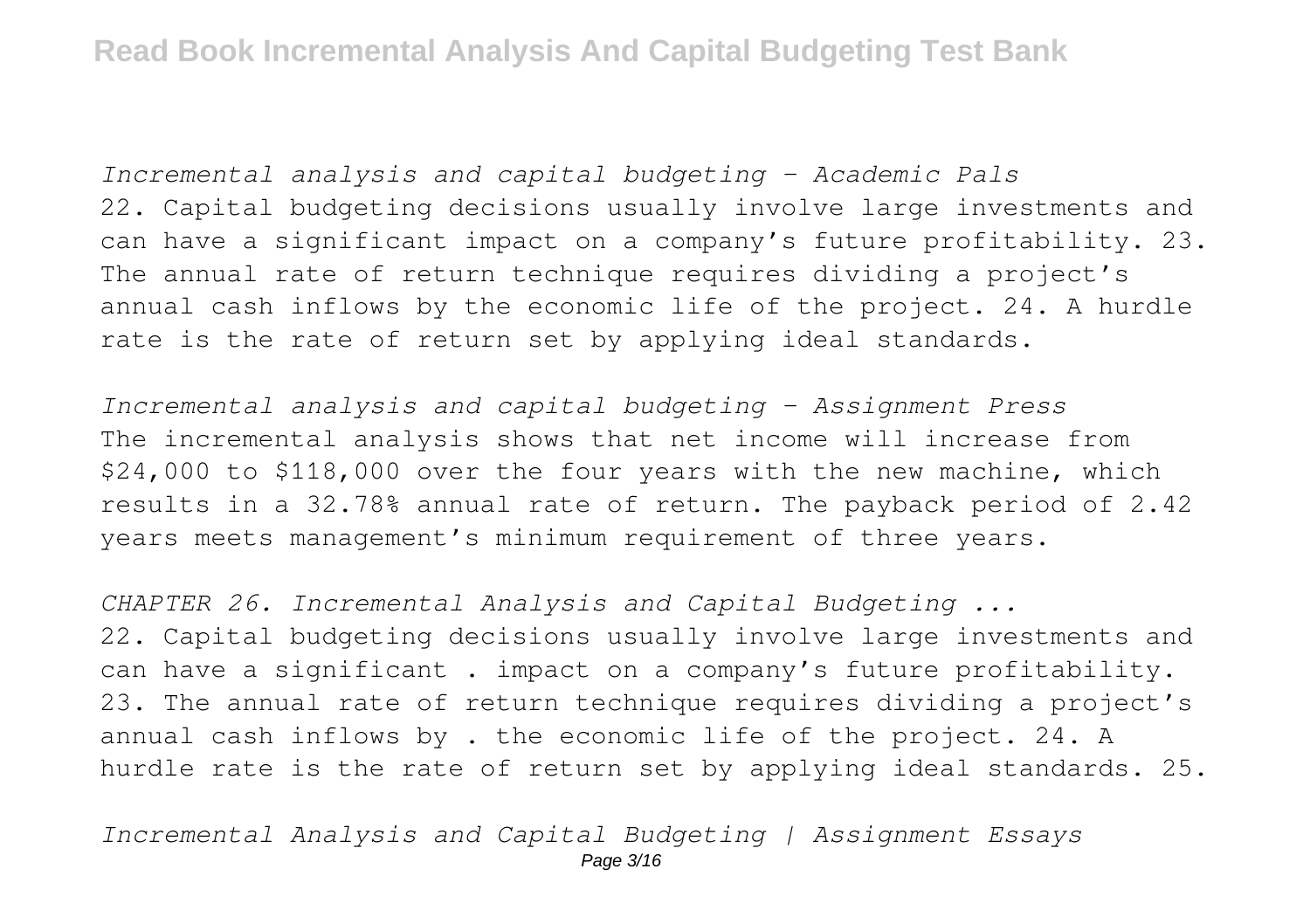*Incremental analysis and capital budgeting – Academic Pals*

22. Capital budgeting decisions usually involve large investments and can have a significant impact on a company's future profitability. 23. The annual rate of return technique requires dividing a project's annual cash inflows by the economic life of the project. 24. A hurdle rate is the rate of return set by applying ideal standards.

*Incremental analysis and capital budgeting – Assignment Press*

The incremental analysis shows that net income will increase from $24,000 to $118,000 over the four years with the new machine, which results in a 32.78% annual rate of return. The payback period of 2.42 years meets management's minimum requirement of three years.

*CHAPTER 26. Incremental Analysis and Capital Budgeting ...*

22. Capital budgeting decisions usually involve large investments and can have a significant . impact on a company's future profitability. 23. The annual rate of return technique requires dividing a project's annual cash inflows by . the economic life of the project. 24. A hurdle rate is the rate of return set by applying ideal standards. 25.

*Incremental Analysis and Capital Budgeting | Assignment Essays*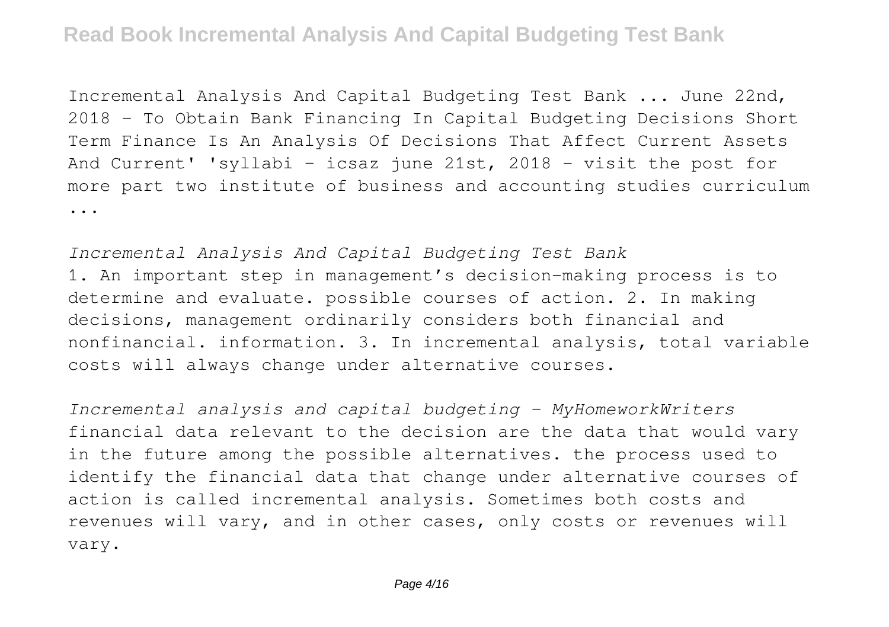Incremental Analysis And Capital Budgeting Test Bank ... June 22nd, 2018 - To Obtain Bank Financing In Capital Budgeting Decisions Short Term Finance Is An Analysis Of Decisions That Affect Current Assets And Current' 'syllabi - icsaz june 21st, 2018 - visit the post for more part two institute of business and accounting studies curriculum ...

*Incremental Analysis And Capital Budgeting Test Bank*

1. An important step in management's decision-making process is to determine and evaluate. possible courses of action. 2. In making decisions, management ordinarily considers both financial and nonfinancial. information. 3. In incremental analysis, total variable costs will always change under alternative courses.

*Incremental analysis and capital budgeting - MyHomeworkWriters*

financial data relevant to the decision are the data that would vary in the future among the possible alternatives. the process used to identify the financial data that change under alternative courses of action is called incremental analysis. Sometimes both costs and revenues will vary, and in other cases, only costs or revenues will vary.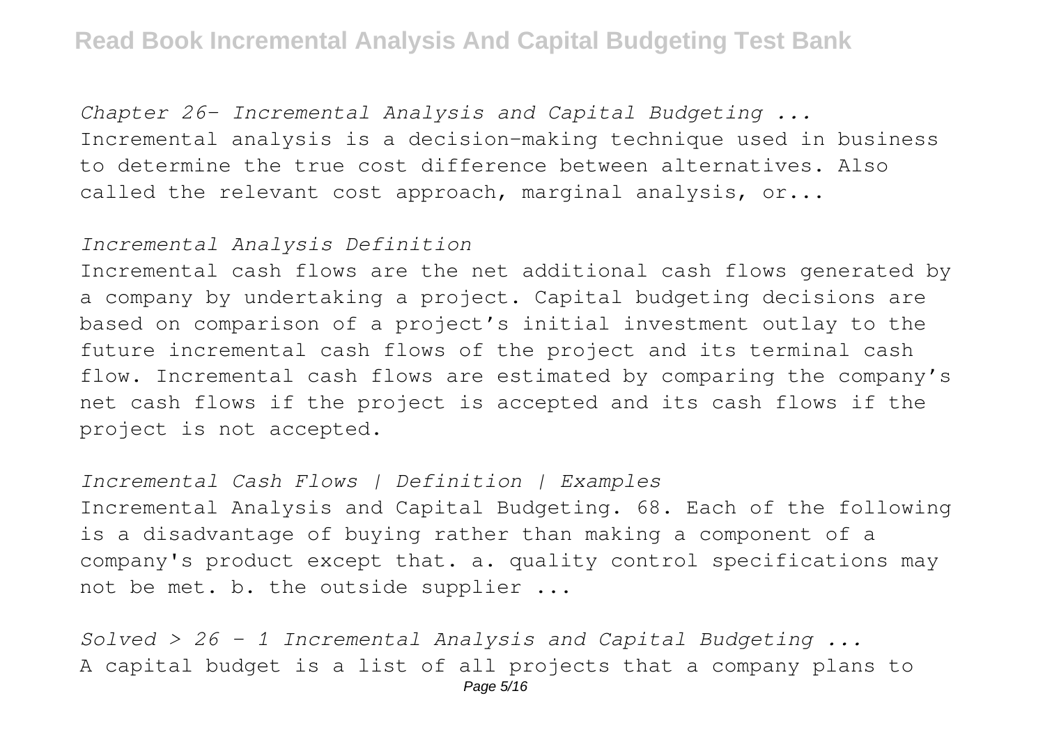*Chapter 26- Incremental Analysis and Capital Budgeting ...*

Incremental analysis is a decision-making technique used in business to determine the true cost difference between alternatives. Also called the relevant cost approach, marginal analysis, or...

*Incremental Analysis Definition*

Incremental cash flows are the net additional cash flows generated by a company by undertaking a project. Capital budgeting decisions are based on comparison of a project's initial investment outlay to the future incremental cash flows of the project and its terminal cash flow. Incremental cash flows are estimated by comparing the company's net cash flows if the project is accepted and its cash flows if the project is not accepted.

*Incremental Cash Flows | Definition | Examples*

Incremental Analysis and Capital Budgeting. 68. Each of the following is a disadvantage of buying rather than making a component of a company's product except that. a. quality control specifications may not be met. b. the outside supplier ...

*Solved > 26 - 1 Incremental Analysis and Capital Budgeting ...*

A capital budget is a list of all projects that a company plans to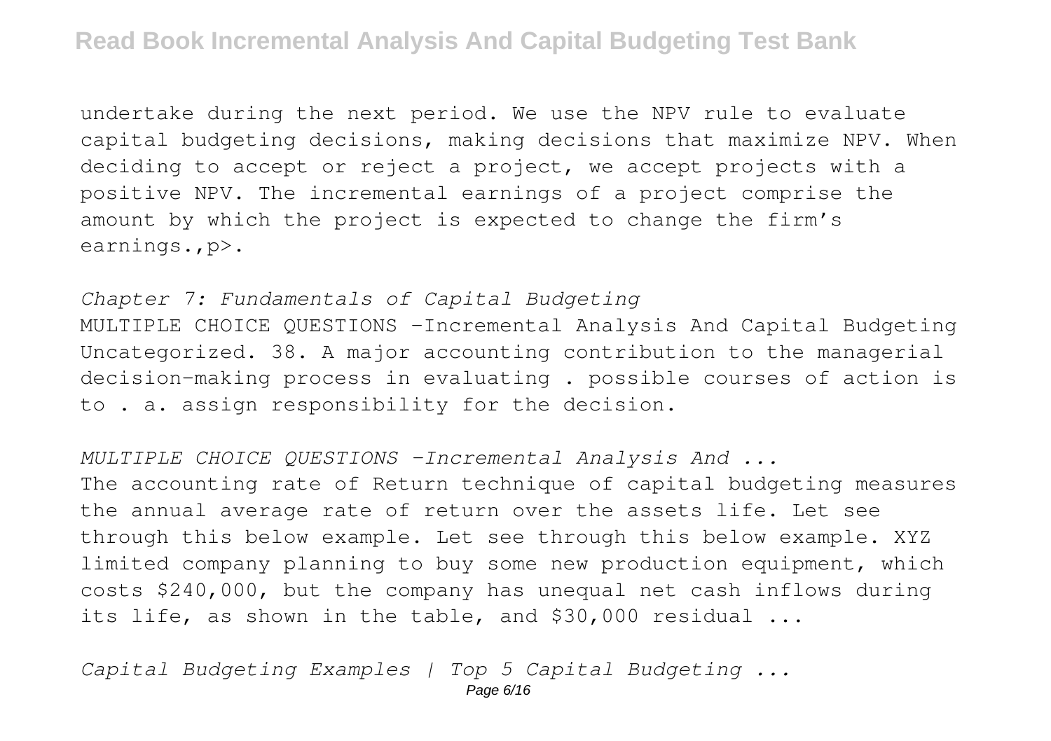undertake during the next period. We use the NPV rule to evaluate capital budgeting decisions, making decisions that maximize NPV. When deciding to accept or reject a project, we accept projects with a positive NPV. The incremental earnings of a project comprise the amount by which the project is expected to change the firm's earnings.,p>.

*Chapter 7: Fundamentals of Capital Budgeting*

MULTIPLE CHOICE QUESTIONS -Incremental Analysis And Capital Budgeting Uncategorized. 38. A major accounting contribution to the managerial decision-making process in evaluating . possible courses of action is to . a. assign responsibility for the decision.

*MULTIPLE CHOICE QUESTIONS -Incremental Analysis And ...*

The accounting rate of Return technique of capital budgeting measures the annual average rate of return over the assets life. Let see through this below example. Let see through this below example. XYZ limited company planning to buy some new production equipment, which costs $240,000, but the company has unequal net cash inflows during its life, as shown in the table, and $30,000 residual ...

*Capital Budgeting Examples | Top 5 Capital Budgeting ...*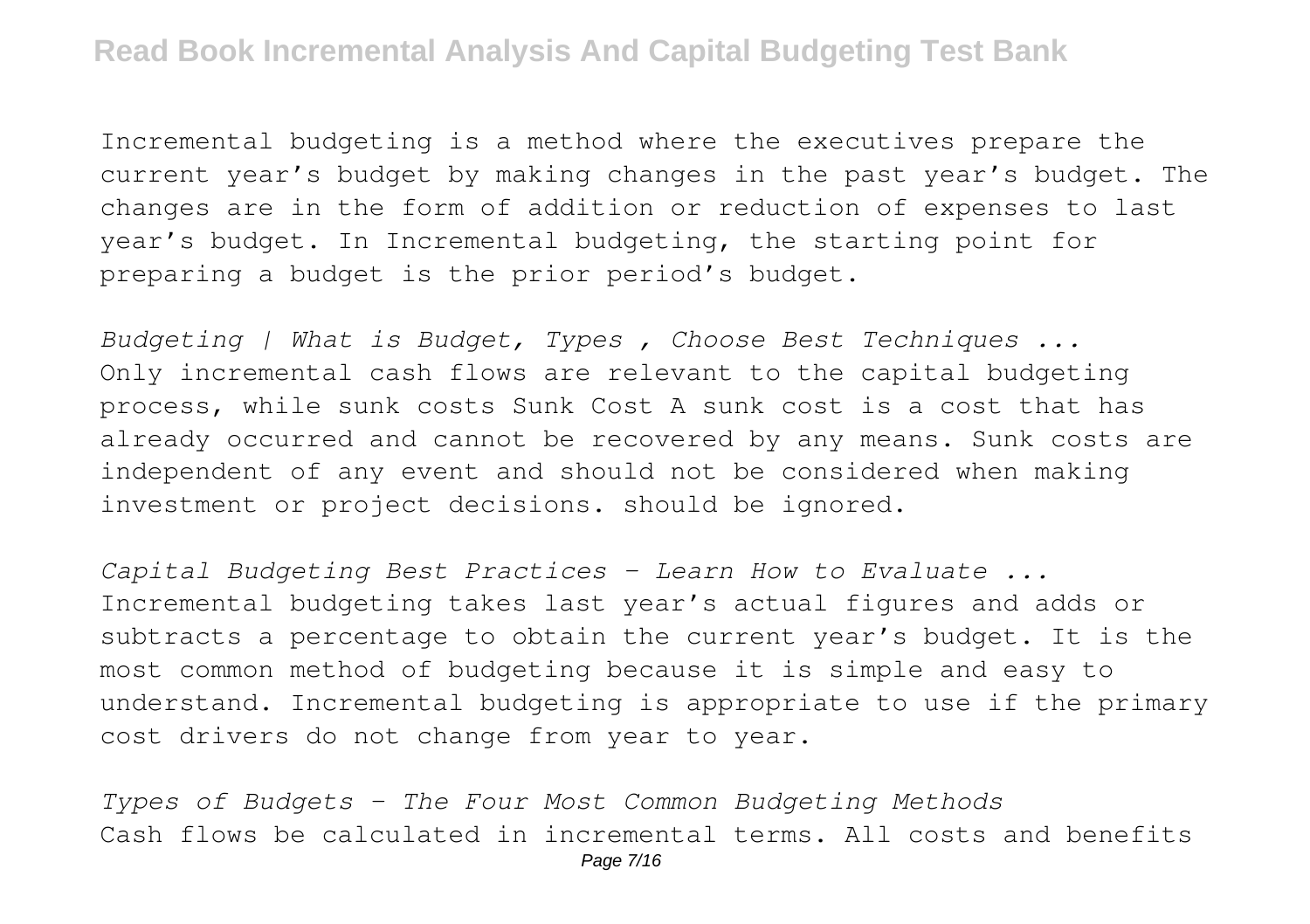Incremental budgeting is a method where the executives prepare the current year's budget by making changes in the past year's budget. The changes are in the form of addition or reduction of expenses to last year's budget. In Incremental budgeting, the starting point for preparing a budget is the prior period's budget.

*Budgeting | What is Budget, Types , Choose Best Techniques ...*
Only incremental cash flows are relevant to the capital budgeting process, while sunk costs Sunk Cost A sunk cost is a cost that has already occurred and cannot be recovered by any means. Sunk costs are independent of any event and should not be considered when making investment or project decisions. should be ignored.

*Capital Budgeting Best Practices - Learn How to Evaluate ...*
Incremental budgeting takes last year's actual figures and adds or subtracts a percentage to obtain the current year's budget. It is the most common method of budgeting because it is simple and easy to understand. Incremental budgeting is appropriate to use if the primary cost drivers do not change from year to year.

*Types of Budgets - The Four Most Common Budgeting Methods*
Cash flows be calculated in incremental terms. All costs and benefits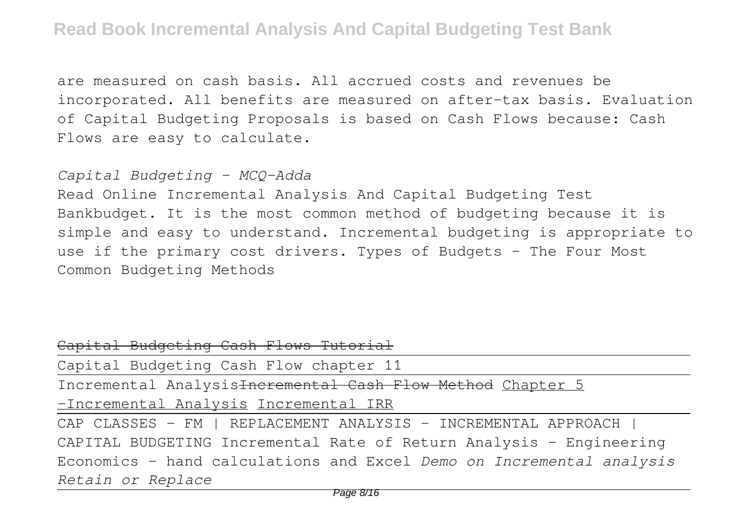are measured on cash basis. All accrued costs and revenues be incorporated. All benefits are measured on after-tax basis. Evaluation of Capital Budgeting Proposals is based on Cash Flows because: Cash Flows are easy to calculate.

*Capital Budgeting - MCQ-Adda*

Read Online Incremental Analysis And Capital Budgeting Test Bankbudget. It is the most common method of budgeting because it is simple and easy to understand. Incremental budgeting is appropriate to use if the primary cost drivers. Types of Budgets - The Four Most Common Budgeting Methods

~~Capital Budgeting Cash Flows Tutorial~~

Capital Budgeting Cash Flow chapter 11

Incremental Analysis~~Incremental Cash Flow Method~~ Chapter 5 -Incremental Analysis Incremental IRR

CAP CLASSES - FM | REPLACEMENT ANALYSIS - INCREMENTAL APPROACH | CAPITAL BUDGETING Incremental Rate of Return Analysis - Engineering Economics - hand calculations and Excel *Demo on Incremental analysis Retain or Replace*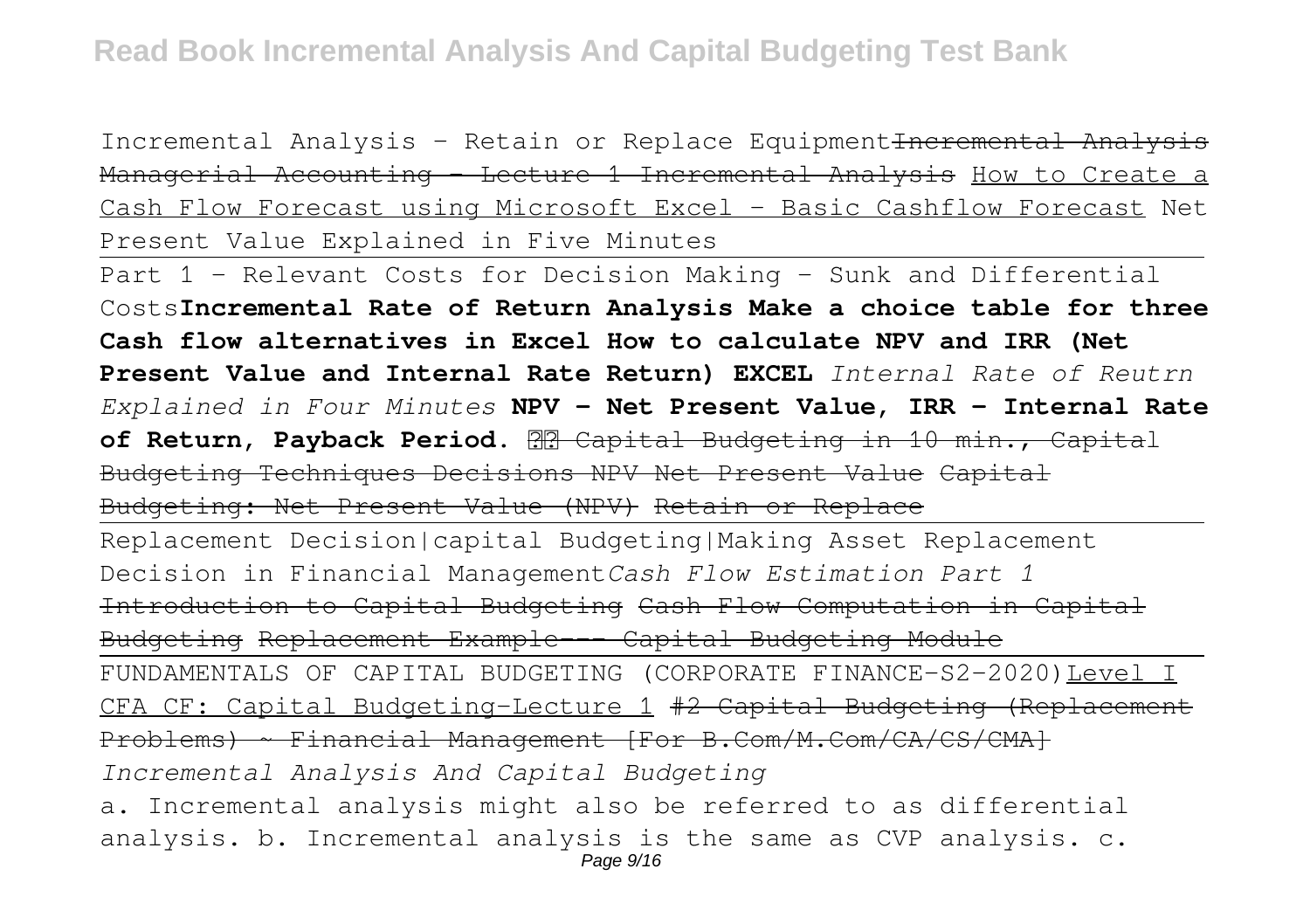Incremental Analysis - Retain or Replace Equipment ~~Incremental Analysis Managerial Accounting - Lecture 1 Incremental Analysis~~ How to Create a Cash Flow Forecast using Microsoft Excel - Basic Cashflow Forecast Net Present Value Explained in Five Minutes

Part 1 - Relevant Costs for Decision Making - Sunk and Differential Costs **Incremental Rate of Return Analysis Make a choice table for three Cash flow alternatives in Excel How to calculate NPV and IRR (Net Present Value and Internal Rate Return) EXCEL** *Internal Rate of Reutrn Explained in Four Minutes* **NPV - Net Present Value, IRR - Internal Rate of Return, Payback Period.** ~~Capital Budgeting in 10 min., Capital Budgeting Techniques Decisions NPV Net Present Value Capital Budgeting: Net Present Value (NPV) Retain or Replace~~

Replacement Decision|capital Budgeting|Making Asset Replacement Decision in Financial Management *Cash Flow Estimation Part 1* ~~Introduction to Capital Budgeting Cash Flow Computation in Capital Budgeting Replacement Example--- Capital Budgeting Module~~

FUNDAMENTALS OF CAPITAL BUDGETING (CORPORATE FINANCE-S2-2020) Level I CFA CF: Capital Budgeting-Lecture 1 ~~#2 Capital Budgeting (Replacement Problems) ~ Financial Management [For B.Com/M.Com/CA/CS/CMA]~~

*Incremental Analysis And Capital Budgeting*

a. Incremental analysis might also be referred to as differential analysis. b. Incremental analysis is the same as CVP analysis. c.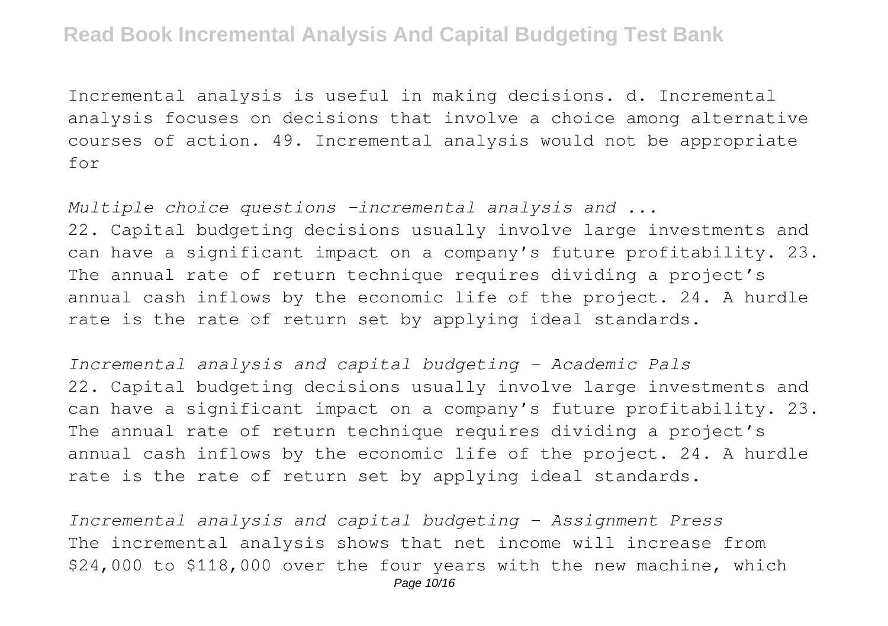Incremental analysis is useful in making decisions. d. Incremental analysis focuses on decisions that involve a choice among alternative courses of action. 49. Incremental analysis would not be appropriate for

*Multiple choice questions -incremental analysis and ...*

22. Capital budgeting decisions usually involve large investments and can have a significant impact on a company's future profitability. 23. The annual rate of return technique requires dividing a project's annual cash inflows by the economic life of the project. 24. A hurdle rate is the rate of return set by applying ideal standards.

*Incremental analysis and capital budgeting - Academic Pals*

22. Capital budgeting decisions usually involve large investments and can have a significant impact on a company's future profitability. 23. The annual rate of return technique requires dividing a project's annual cash inflows by the economic life of the project. 24. A hurdle rate is the rate of return set by applying ideal standards.

*Incremental analysis and capital budgeting - Assignment Press*

The incremental analysis shows that net income will increase from $24,000 to $118,000 over the four years with the new machine, which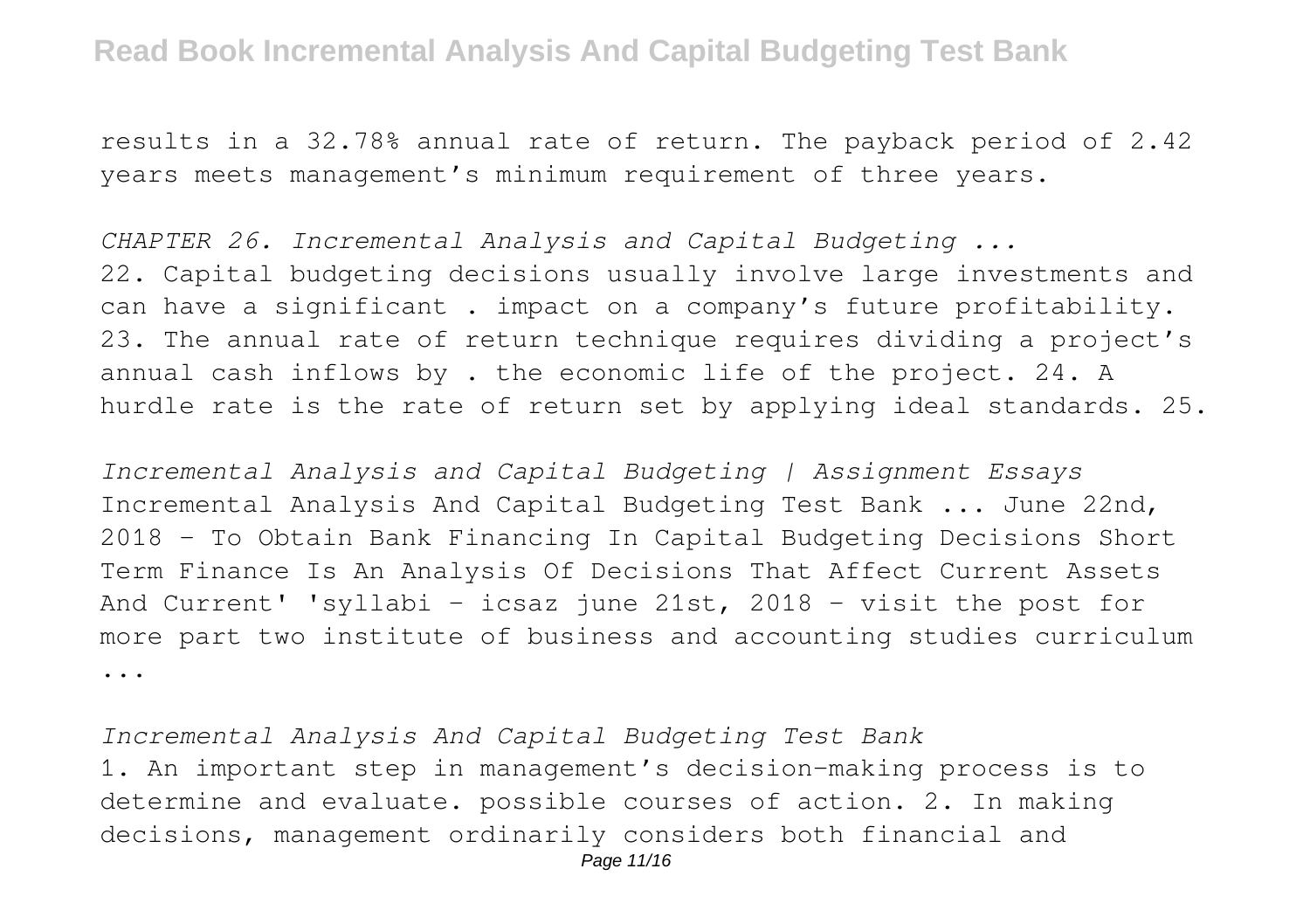results in a 32.78% annual rate of return. The payback period of 2.42 years meets management's minimum requirement of three years.

*CHAPTER 26. Incremental Analysis and Capital Budgeting ...*

22. Capital budgeting decisions usually involve large investments and can have a significant . impact on a company's future profitability. 23. The annual rate of return technique requires dividing a project's annual cash inflows by . the economic life of the project. 24. A hurdle rate is the rate of return set by applying ideal standards. 25.

*Incremental Analysis and Capital Budgeting | Assignment Essays*

Incremental Analysis And Capital Budgeting Test Bank ... June 22nd, 2018 - To Obtain Bank Financing In Capital Budgeting Decisions Short Term Finance Is An Analysis Of Decisions That Affect Current Assets And Current' 'syllabi - icsaz june 21st, 2018 - visit the post for more part two institute of business and accounting studies curriculum ...

*Incremental Analysis And Capital Budgeting Test Bank*

1. An important step in management's decision-making process is to determine and evaluate. possible courses of action. 2. In making decisions, management ordinarily considers both financial and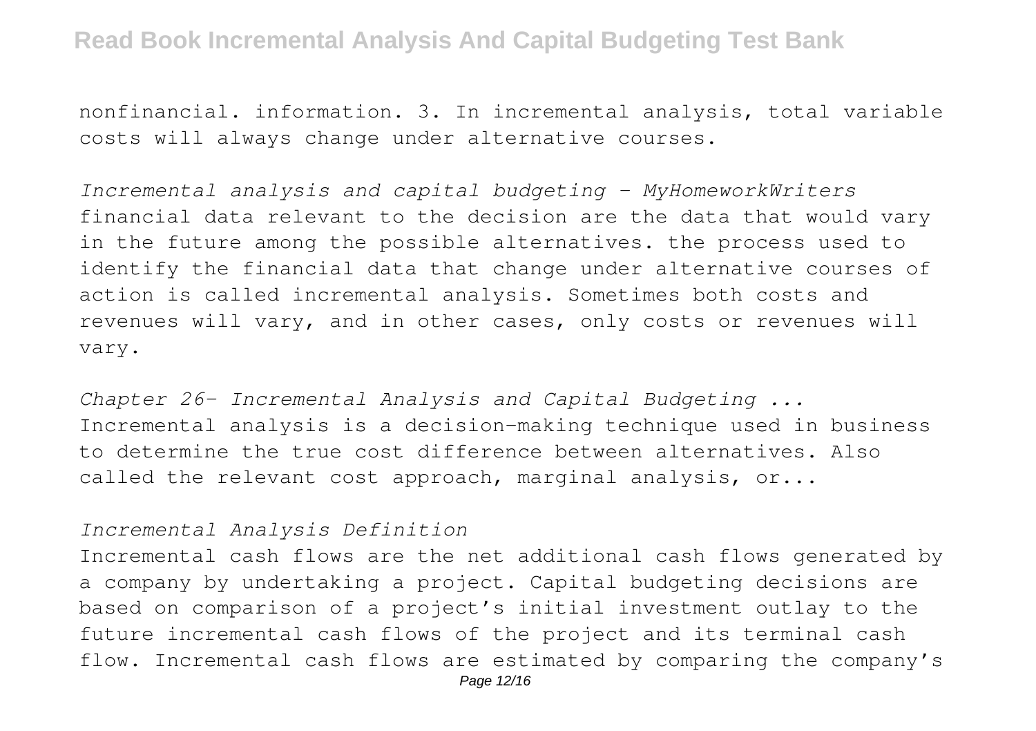nonfinancial. information. 3. In incremental analysis, total variable costs will always change under alternative courses.

*Incremental analysis and capital budgeting - MyHomeworkWriters*

financial data relevant to the decision are the data that would vary in the future among the possible alternatives. the process used to identify the financial data that change under alternative courses of action is called incremental analysis. Sometimes both costs and revenues will vary, and in other cases, only costs or revenues will vary.

*Chapter 26- Incremental Analysis and Capital Budgeting ...*

Incremental analysis is a decision-making technique used in business to determine the true cost difference between alternatives. Also called the relevant cost approach, marginal analysis, or...

*Incremental Analysis Definition*

Incremental cash flows are the net additional cash flows generated by a company by undertaking a project. Capital budgeting decisions are based on comparison of a project's initial investment outlay to the future incremental cash flows of the project and its terminal cash flow. Incremental cash flows are estimated by comparing the company's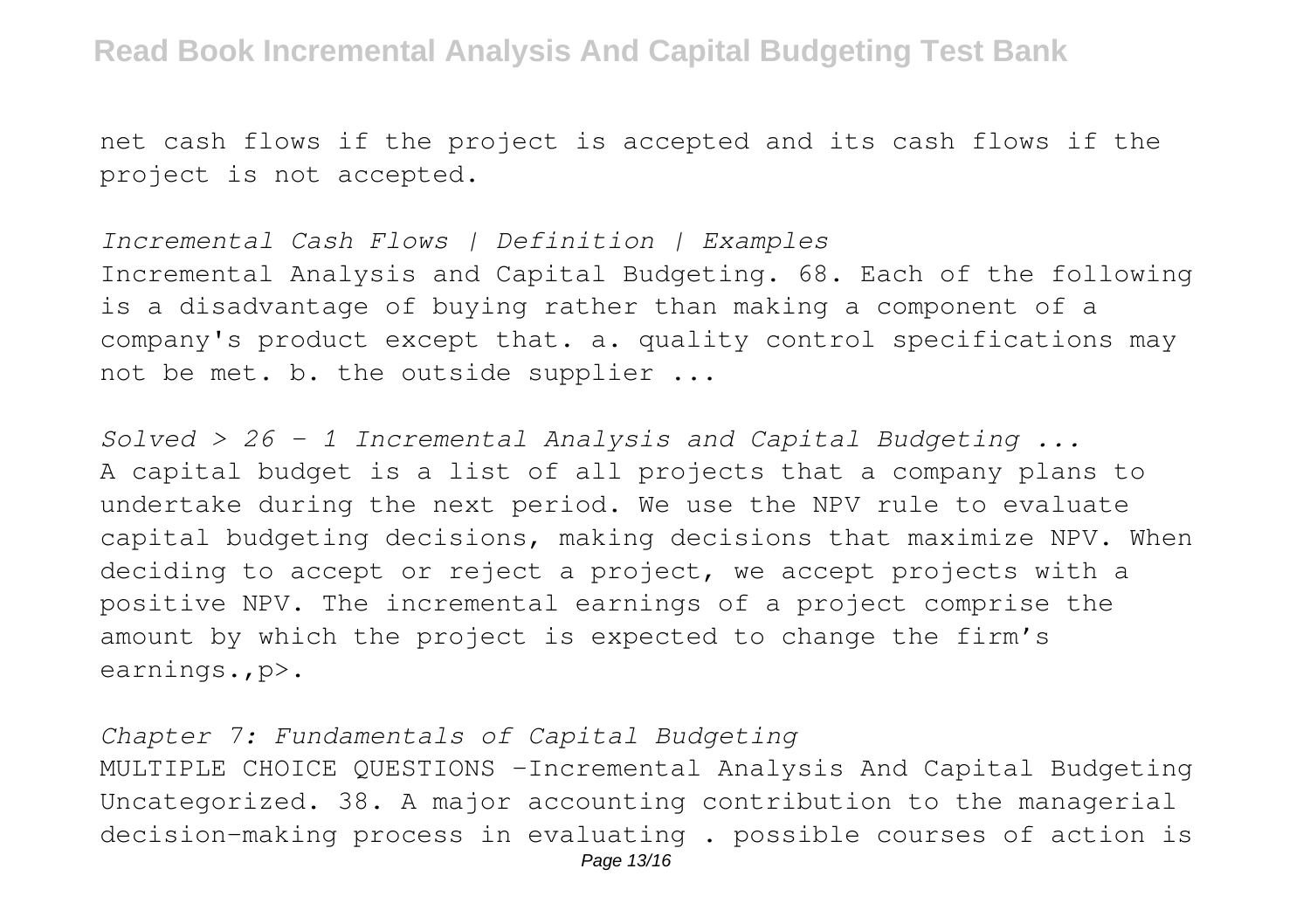net cash flows if the project is accepted and its cash flows if the project is not accepted.

*Incremental Cash Flows | Definition | Examples*

Incremental Analysis and Capital Budgeting. 68. Each of the following is a disadvantage of buying rather than making a component of a company's product except that. a. quality control specifications may not be met. b. the outside supplier ...

*Solved > 26 - 1 Incremental Analysis and Capital Budgeting ...*

A capital budget is a list of all projects that a company plans to undertake during the next period. We use the NPV rule to evaluate capital budgeting decisions, making decisions that maximize NPV. When deciding to accept or reject a project, we accept projects with a positive NPV. The incremental earnings of a project comprise the amount by which the project is expected to change the firm's earnings.,p>.

*Chapter 7: Fundamentals of Capital Budgeting*

MULTIPLE CHOICE QUESTIONS -Incremental Analysis And Capital Budgeting Uncategorized. 38. A major accounting contribution to the managerial decision-making process in evaluating . possible courses of action is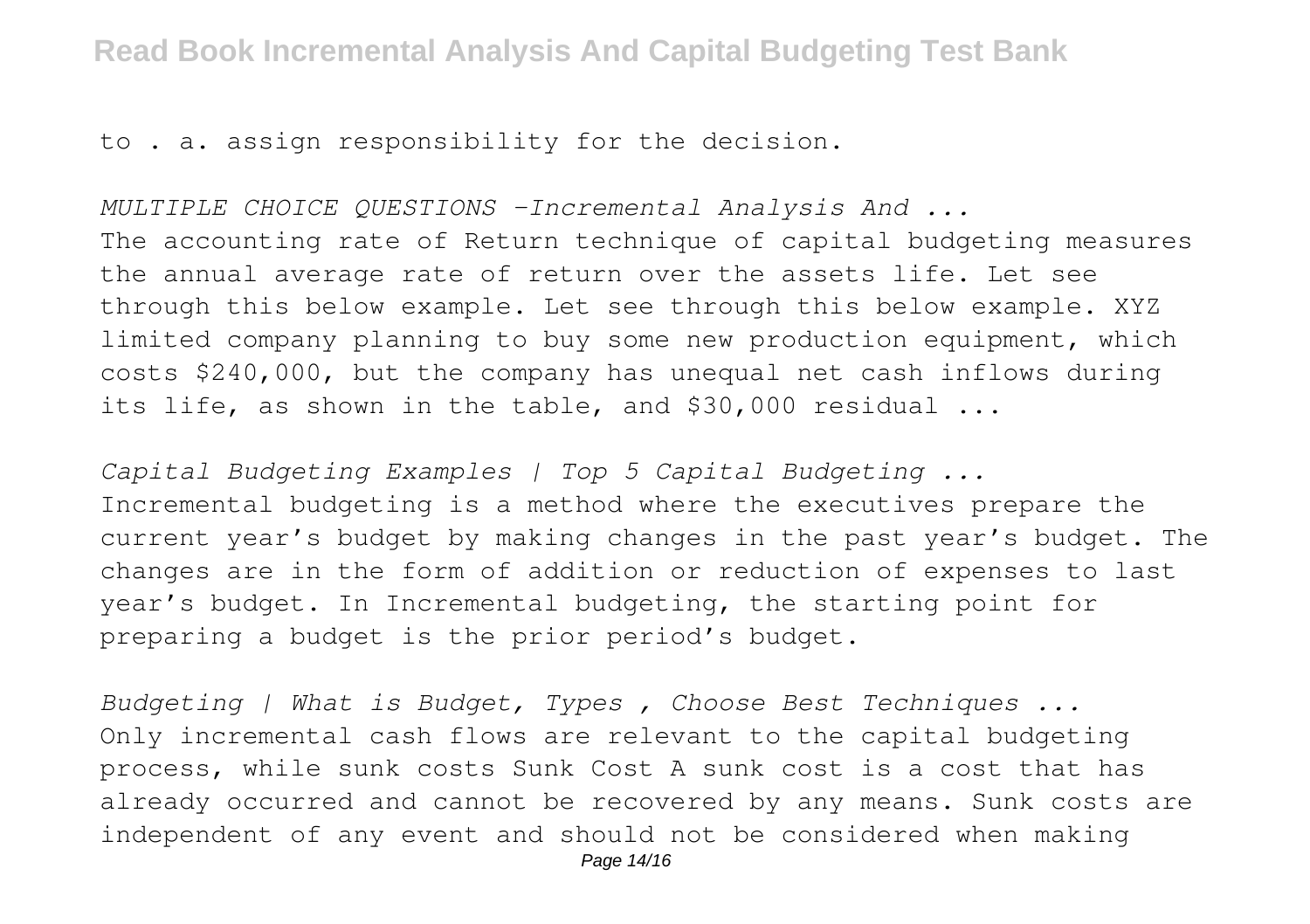to . a. assign responsibility for the decision.

*MULTIPLE CHOICE QUESTIONS -Incremental Analysis And ...*

The accounting rate of Return technique of capital budgeting measures the annual average rate of return over the assets life. Let see through this below example. Let see through this below example. XYZ limited company planning to buy some new production equipment, which costs $240,000, but the company has unequal net cash inflows during its life, as shown in the table, and $30,000 residual ...

*Capital Budgeting Examples | Top 5 Capital Budgeting ...*

Incremental budgeting is a method where the executives prepare the current year's budget by making changes in the past year's budget. The changes are in the form of addition or reduction of expenses to last year's budget. In Incremental budgeting, the starting point for preparing a budget is the prior period's budget.

*Budgeting | What is Budget, Types , Choose Best Techniques ...*

Only incremental cash flows are relevant to the capital budgeting process, while sunk costs Sunk Cost A sunk cost is a cost that has already occurred and cannot be recovered by any means. Sunk costs are independent of any event and should not be considered when making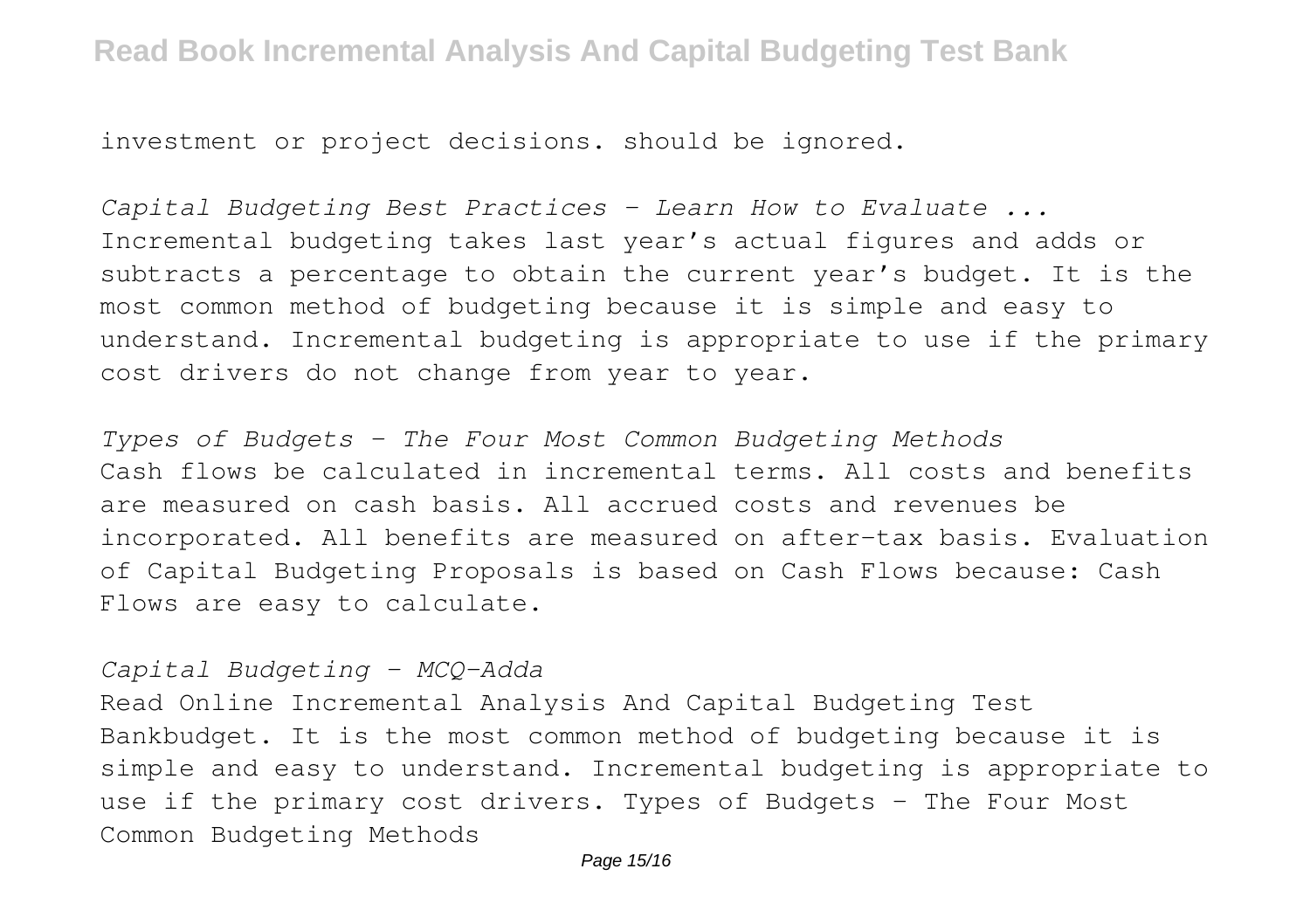investment or project decisions. should be ignored.

*Capital Budgeting Best Practices - Learn How to Evaluate ...*
Incremental budgeting takes last year's actual figures and adds or subtracts a percentage to obtain the current year's budget. It is the most common method of budgeting because it is simple and easy to understand. Incremental budgeting is appropriate to use if the primary cost drivers do not change from year to year.

*Types of Budgets - The Four Most Common Budgeting Methods*
Cash flows be calculated in incremental terms. All costs and benefits are measured on cash basis. All accrued costs and revenues be incorporated. All benefits are measured on after-tax basis. Evaluation of Capital Budgeting Proposals is based on Cash Flows because: Cash Flows are easy to calculate.

*Capital Budgeting - MCQ-Adda*

Read Online Incremental Analysis And Capital Budgeting Test Bankbudget. It is the most common method of budgeting because it is simple and easy to understand. Incremental budgeting is appropriate to use if the primary cost drivers. Types of Budgets - The Four Most Common Budgeting Methods